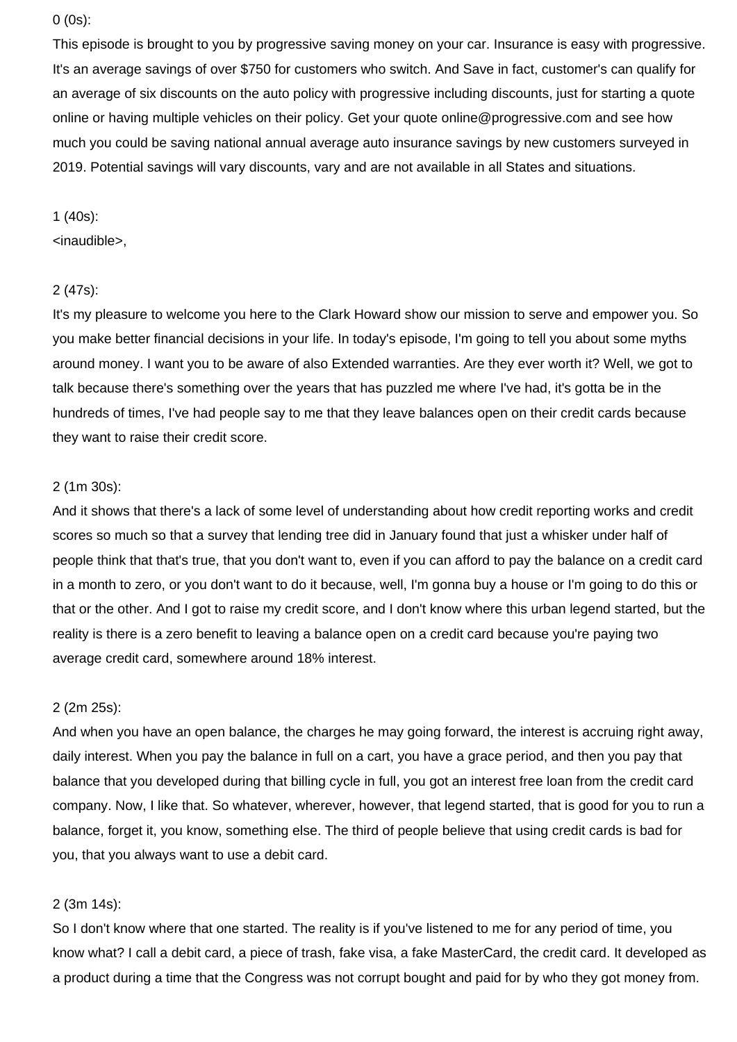0 (0s):

This episode is brought to you by progressive saving money on your car. Insurance is easy with progressive. It's an average savings of over $750 for customers who switch. And Save in fact, customer's can qualify for an average of six discounts on the auto policy with progressive including discounts, just for starting a quote online or having multiple vehicles on their policy. Get your quote online@progressive.com and see how much you could be saving national annual average auto insurance savings by new customers surveyed in 2019. Potential savings will vary discounts, vary and are not available in all States and situations.

1 (40s):

<inaudible>,

2 (47s):

It's my pleasure to welcome you here to the Clark Howard show our mission to serve and empower you. So you make better financial decisions in your life. In today's episode, I'm going to tell you about some myths around money. I want you to be aware of also Extended warranties. Are they ever worth it? Well, we got to talk because there's something over the years that has puzzled me where I've had, it's gotta be in the hundreds of times, I've had people say to me that they leave balances open on their credit cards because they want to raise their credit score.

2 (1m 30s):

And it shows that there's a lack of some level of understanding about how credit reporting works and credit scores so much so that a survey that lending tree did in January found that just a whisker under half of people think that that's true, that you don't want to, even if you can afford to pay the balance on a credit card in a month to zero, or you don't want to do it because, well, I'm gonna buy a house or I'm going to do this or that or the other. And I got to raise my credit score, and I don't know where this urban legend started, but the reality is there is a zero benefit to leaving a balance open on a credit card because you're paying two average credit card, somewhere around 18% interest.

2 (2m 25s):

And when you have an open balance, the charges he may going forward, the interest is accruing right away, daily interest. When you pay the balance in full on a cart, you have a grace period, and then you pay that balance that you developed during that billing cycle in full, you got an interest free loan from the credit card company. Now, I like that. So whatever, wherever, however, that legend started, that is good for you to run a balance, forget it, you know, something else. The third of people believe that using credit cards is bad for you, that you always want to use a debit card.

2 (3m 14s):

So I don't know where that one started. The reality is if you've listened to me for any period of time, you know what? I call a debit card, a piece of trash, fake visa, a fake MasterCard, the credit card. It developed as a product during a time that the Congress was not corrupt bought and paid for by who they got money from.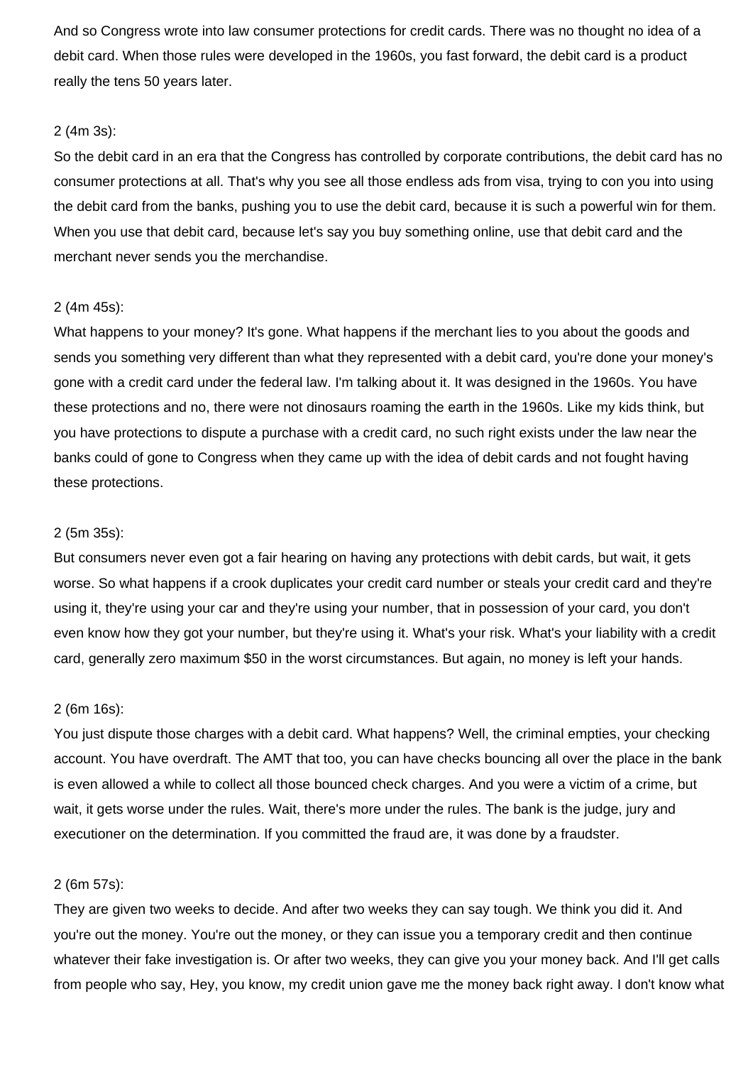And so Congress wrote into law consumer protections for credit cards. There was no thought no idea of a debit card. When those rules were developed in the 1960s, you fast forward, the debit card is a product really the tens 50 years later.

2 (4m 3s):

So the debit card in an era that the Congress has controlled by corporate contributions, the debit card has no consumer protections at all. That's why you see all those endless ads from visa, trying to con you into using the debit card from the banks, pushing you to use the debit card, because it is such a powerful win for them. When you use that debit card, because let's say you buy something online, use that debit card and the merchant never sends you the merchandise.

2 (4m 45s):

What happens to your money? It's gone. What happens if the merchant lies to you about the goods and sends you something very different than what they represented with a debit card, you're done your money's gone with a credit card under the federal law. I'm talking about it. It was designed in the 1960s. You have these protections and no, there were not dinosaurs roaming the earth in the 1960s. Like my kids think, but you have protections to dispute a purchase with a credit card, no such right exists under the law near the banks could of gone to Congress when they came up with the idea of debit cards and not fought having these protections.

2 (5m 35s):

But consumers never even got a fair hearing on having any protections with debit cards, but wait, it gets worse. So what happens if a crook duplicates your credit card number or steals your credit card and they're using it, they're using your car and they're using your number, that in possession of your card, you don't even know how they got your number, but they're using it. What's your risk. What's your liability with a credit card, generally zero maximum $50 in the worst circumstances. But again, no money is left your hands.

2 (6m 16s):

You just dispute those charges with a debit card. What happens? Well, the criminal empties, your checking account. You have overdraft. The AMT that too, you can have checks bouncing all over the place in the bank is even allowed a while to collect all those bounced check charges. And you were a victim of a crime, but wait, it gets worse under the rules. Wait, there's more under the rules. The bank is the judge, jury and executioner on the determination. If you committed the fraud are, it was done by a fraudster.

2 (6m 57s):

They are given two weeks to decide. And after two weeks they can say tough. We think you did it. And you're out the money. You're out the money, or they can issue you a temporary credit and then continue whatever their fake investigation is. Or after two weeks, they can give you your money back. And I'll get calls from people who say, Hey, you know, my credit union gave me the money back right away. I don't know what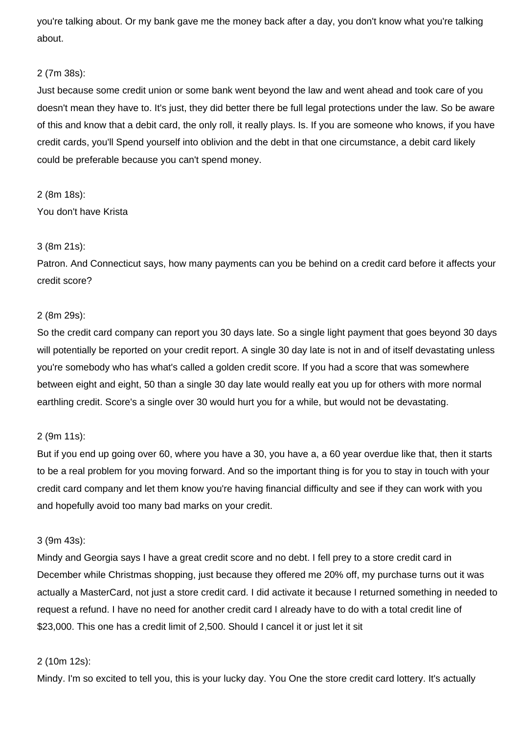you're talking about. Or my bank gave me the money back after a day, you don't know what you're talking about.

2 (7m 38s):

Just because some credit union or some bank went beyond the law and went ahead and took care of you doesn't mean they have to. It's just, they did better there be full legal protections under the law. So be aware of this and know that a debit card, the only roll, it really plays. Is. If you are someone who knows, if you have credit cards, you'll Spend yourself into oblivion and the debt in that one circumstance, a debit card likely could be preferable because you can't spend money.

2 (8m 18s):

You don't have Krista

3 (8m 21s):

Patron. And Connecticut says, how many payments can you be behind on a credit card before it affects your credit score?

2 (8m 29s):

So the credit card company can report you 30 days late. So a single light payment that goes beyond 30 days will potentially be reported on your credit report. A single 30 day late is not in and of itself devastating unless you're somebody who has what's called a golden credit score. If you had a score that was somewhere between eight and eight, 50 than a single 30 day late would really eat you up for others with more normal earthling credit. Score's a single over 30 would hurt you for a while, but would not be devastating.

2 (9m 11s):

But if you end up going over 60, where you have a 30, you have a, a 60 year overdue like that, then it starts to be a real problem for you moving forward. And so the important thing is for you to stay in touch with your credit card company and let them know you're having financial difficulty and see if they can work with you and hopefully avoid too many bad marks on your credit.

3 (9m 43s):

Mindy and Georgia says I have a great credit score and no debt. I fell prey to a store credit card in December while Christmas shopping, just because they offered me 20% off, my purchase turns out it was actually a MasterCard, not just a store credit card. I did activate it because I returned something in needed to request a refund. I have no need for another credit card I already have to do with a total credit line of $23,000. This one has a credit limit of 2,500. Should I cancel it or just let it sit

2 (10m 12s):

Mindy. I'm so excited to tell you, this is your lucky day. You One the store credit card lottery. It's actually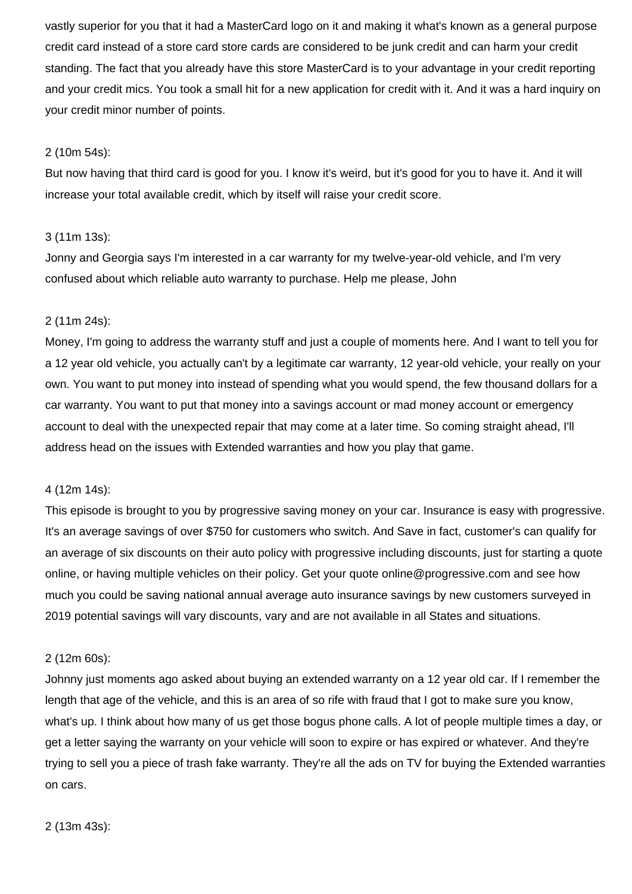vastly superior for you that it had a MasterCard logo on it and making it what's known as a general purpose credit card instead of a store card store cards are considered to be junk credit and can harm your credit standing. The fact that you already have this store MasterCard is to your advantage in your credit reporting and your credit mics. You took a small hit for a new application for credit with it. And it was a hard inquiry on your credit minor number of points.

2 (10m 54s):

But now having that third card is good for you. I know it's weird, but it's good for you to have it. And it will increase your total available credit, which by itself will raise your credit score.

3 (11m 13s):

Jonny and Georgia says I'm interested in a car warranty for my twelve-year-old vehicle, and I'm very confused about which reliable auto warranty to purchase. Help me please, John

2 (11m 24s):

Money, I'm going to address the warranty stuff and just a couple of moments here. And I want to tell you for a 12 year old vehicle, you actually can't by a legitimate car warranty, 12 year-old vehicle, your really on your own. You want to put money into instead of spending what you would spend, the few thousand dollars for a car warranty. You want to put that money into a savings account or mad money account or emergency account to deal with the unexpected repair that may come at a later time. So coming straight ahead, I'll address head on the issues with Extended warranties and how you play that game.

4 (12m 14s):

This episode is brought to you by progressive saving money on your car. Insurance is easy with progressive. It's an average savings of over $750 for customers who switch. And Save in fact, customer's can qualify for an average of six discounts on their auto policy with progressive including discounts, just for starting a quote online, or having multiple vehicles on their policy. Get your quote online@progressive.com and see how much you could be saving national annual average auto insurance savings by new customers surveyed in 2019 potential savings will vary discounts, vary and are not available in all States and situations.

2 (12m 60s):

Johnny just moments ago asked about buying an extended warranty on a 12 year old car. If I remember the length that age of the vehicle, and this is an area of so rife with fraud that I got to make sure you know, what's up. I think about how many of us get those bogus phone calls. A lot of people multiple times a day, or get a letter saying the warranty on your vehicle will soon to expire or has expired or whatever. And they're trying to sell you a piece of trash fake warranty. They're all the ads on TV for buying the Extended warranties on cars.

2 (13m 43s):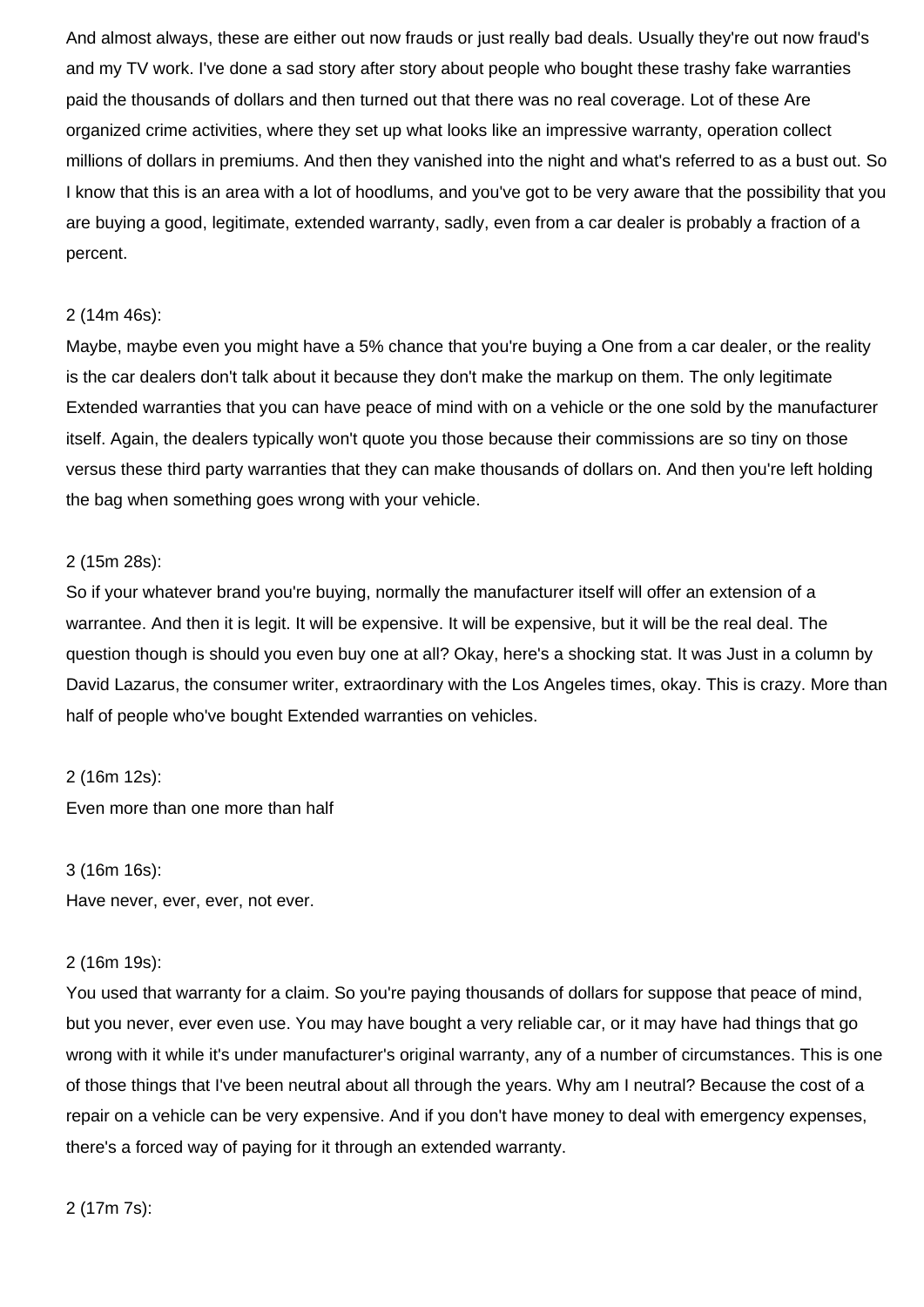And almost always, these are either out now frauds or just really bad deals. Usually they're out now fraud's and my TV work. I've done a sad story after story about people who bought these trashy fake warranties paid the thousands of dollars and then turned out that there was no real coverage. Lot of these Are organized crime activities, where they set up what looks like an impressive warranty, operation collect millions of dollars in premiums. And then they vanished into the night and what's referred to as a bust out. So I know that this is an area with a lot of hoodlums, and you've got to be very aware that the possibility that you are buying a good, legitimate, extended warranty, sadly, even from a car dealer is probably a fraction of a percent.

2 (14m 46s):
Maybe, maybe even you might have a 5% chance that you're buying a One from a car dealer, or the reality is the car dealers don't talk about it because they don't make the markup on them. The only legitimate Extended warranties that you can have peace of mind with on a vehicle or the one sold by the manufacturer itself. Again, the dealers typically won't quote you those because their commissions are so tiny on those versus these third party warranties that they can make thousands of dollars on. And then you're left holding the bag when something goes wrong with your vehicle.

2 (15m 28s):
So if your whatever brand you're buying, normally the manufacturer itself will offer an extension of a warrantee. And then it is legit. It will be expensive. It will be expensive, but it will be the real deal. The question though is should you even buy one at all? Okay, here's a shocking stat. It was Just in a column by David Lazarus, the consumer writer, extraordinary with the Los Angeles times, okay. This is crazy. More than half of people who've bought Extended warranties on vehicles.

2 (16m 12s):
Even more than one more than half

3 (16m 16s):
Have never, ever, ever, not ever.

2 (16m 19s):
You used that warranty for a claim. So you're paying thousands of dollars for suppose that peace of mind, but you never, ever even use. You may have bought a very reliable car, or it may have had things that go wrong with it while it's under manufacturer's original warranty, any of a number of circumstances. This is one of those things that I've been neutral about all through the years. Why am I neutral? Because the cost of a repair on a vehicle can be very expensive. And if you don't have money to deal with emergency expenses, there's a forced way of paying for it through an extended warranty.

2 (17m 7s):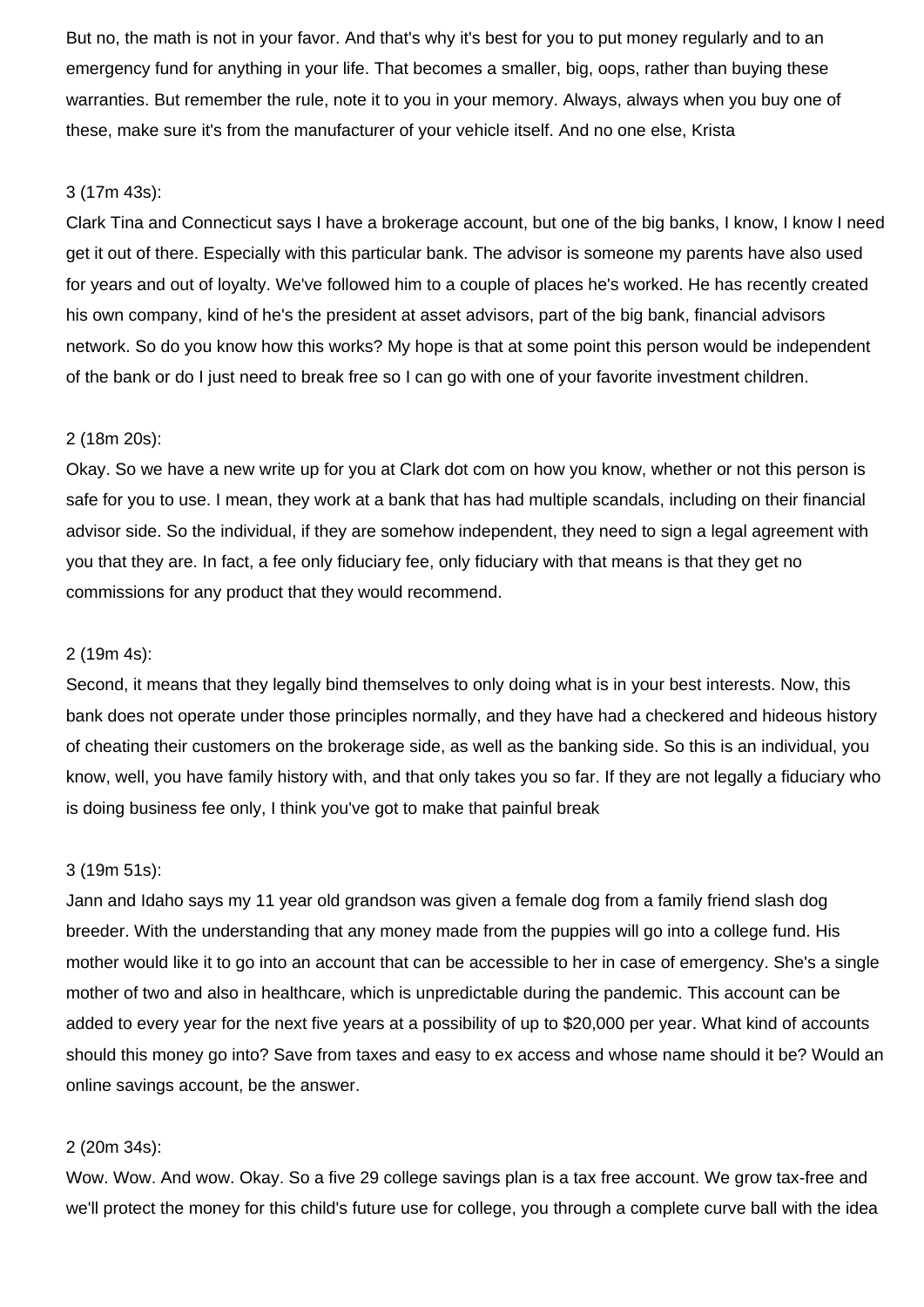But no, the math is not in your favor. And that's why it's best for you to put money regularly and to an emergency fund for anything in your life. That becomes a smaller, big, oops, rather than buying these warranties. But remember the rule, note it to you in your memory. Always, always when you buy one of these, make sure it's from the manufacturer of your vehicle itself. And no one else, Krista

3 (17m 43s):
Clark Tina and Connecticut says I have a brokerage account, but one of the big banks, I know, I know I need get it out of there. Especially with this particular bank. The advisor is someone my parents have also used for years and out of loyalty. We've followed him to a couple of places he's worked. He has recently created his own company, kind of he's the president at asset advisors, part of the big bank, financial advisors network. So do you know how this works? My hope is that at some point this person would be independent of the bank or do I just need to break free so I can go with one of your favorite investment children.

2 (18m 20s):
Okay. So we have a new write up for you at Clark dot com on how you know, whether or not this person is safe for you to use. I mean, they work at a bank that has had multiple scandals, including on their financial advisor side. So the individual, if they are somehow independent, they need to sign a legal agreement with you that they are. In fact, a fee only fiduciary fee, only fiduciary with that means is that they get no commissions for any product that they would recommend.

2 (19m 4s):
Second, it means that they legally bind themselves to only doing what is in your best interests. Now, this bank does not operate under those principles normally, and they have had a checkered and hideous history of cheating their customers on the brokerage side, as well as the banking side. So this is an individual, you know, well, you have family history with, and that only takes you so far. If they are not legally a fiduciary who is doing business fee only, I think you've got to make that painful break

3 (19m 51s):
Jann and Idaho says my 11 year old grandson was given a female dog from a family friend slash dog breeder. With the understanding that any money made from the puppies will go into a college fund. His mother would like it to go into an account that can be accessible to her in case of emergency. She's a single mother of two and also in healthcare, which is unpredictable during the pandemic. This account can be added to every year for the next five years at a possibility of up to $20,000 per year. What kind of accounts should this money go into? Save from taxes and easy to ex access and whose name should it be? Would an online savings account, be the answer.

2 (20m 34s):
Wow. Wow. And wow. Okay. So a five 29 college savings plan is a tax free account. We grow tax-free and we'll protect the money for this child's future use for college, you through a complete curve ball with the idea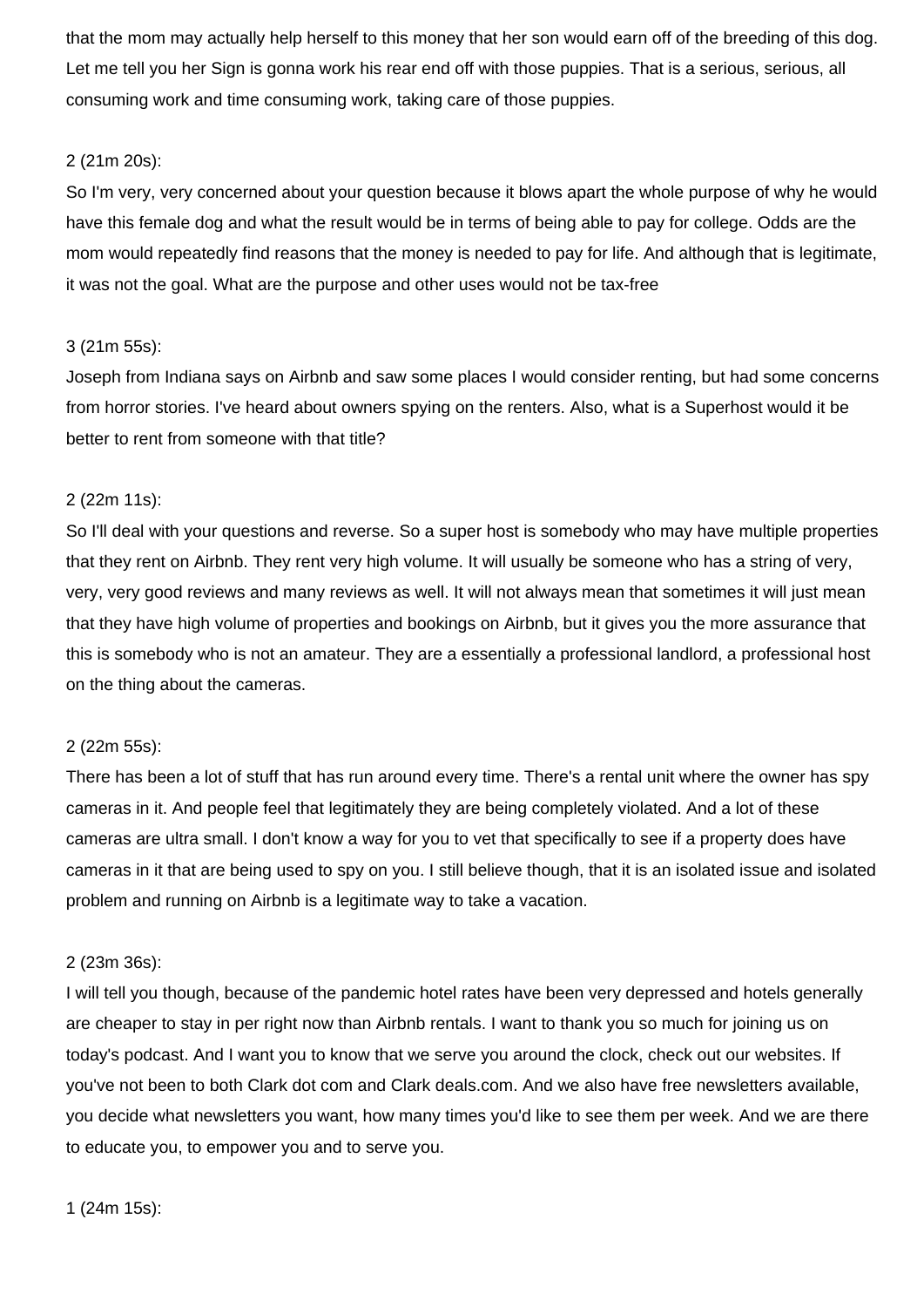that the mom may actually help herself to this money that her son would earn off of the breeding of this dog. Let me tell you her Sign is gonna work his rear end off with those puppies. That is a serious, serious, all consuming work and time consuming work, taking care of those puppies.

2 (21m 20s):

So I'm very, very concerned about your question because it blows apart the whole purpose of why he would have this female dog and what the result would be in terms of being able to pay for college. Odds are the mom would repeatedly find reasons that the money is needed to pay for life. And although that is legitimate, it was not the goal. What are the purpose and other uses would not be tax-free

3 (21m 55s):

Joseph from Indiana says on Airbnb and saw some places I would consider renting, but had some concerns from horror stories. I've heard about owners spying on the renters. Also, what is a Superhost would it be better to rent from someone with that title?

2 (22m 11s):

So I'll deal with your questions and reverse. So a super host is somebody who may have multiple properties that they rent on Airbnb. They rent very high volume. It will usually be someone who has a string of very, very, very good reviews and many reviews as well. It will not always mean that sometimes it will just mean that they have high volume of properties and bookings on Airbnb, but it gives you the more assurance that this is somebody who is not an amateur. They are a essentially a professional landlord, a professional host on the thing about the cameras.

2 (22m 55s):

There has been a lot of stuff that has run around every time. There's a rental unit where the owner has spy cameras in it. And people feel that legitimately they are being completely violated. And a lot of these cameras are ultra small. I don't know a way for you to vet that specifically to see if a property does have cameras in it that are being used to spy on you. I still believe though, that it is an isolated issue and isolated problem and running on Airbnb is a legitimate way to take a vacation.

2 (23m 36s):

I will tell you though, because of the pandemic hotel rates have been very depressed and hotels generally are cheaper to stay in per right now than Airbnb rentals. I want to thank you so much for joining us on today's podcast. And I want you to know that we serve you around the clock, check out our websites. If you've not been to both Clark dot com and Clark deals.com. And we also have free newsletters available, you decide what newsletters you want, how many times you'd like to see them per week. And we are there to educate you, to empower you and to serve you.

1 (24m 15s):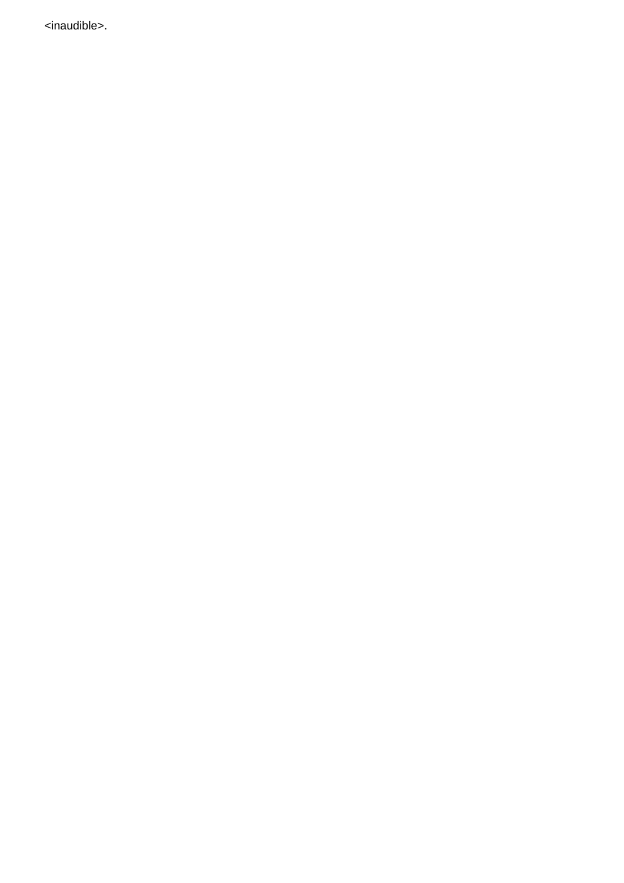<inaudible>.